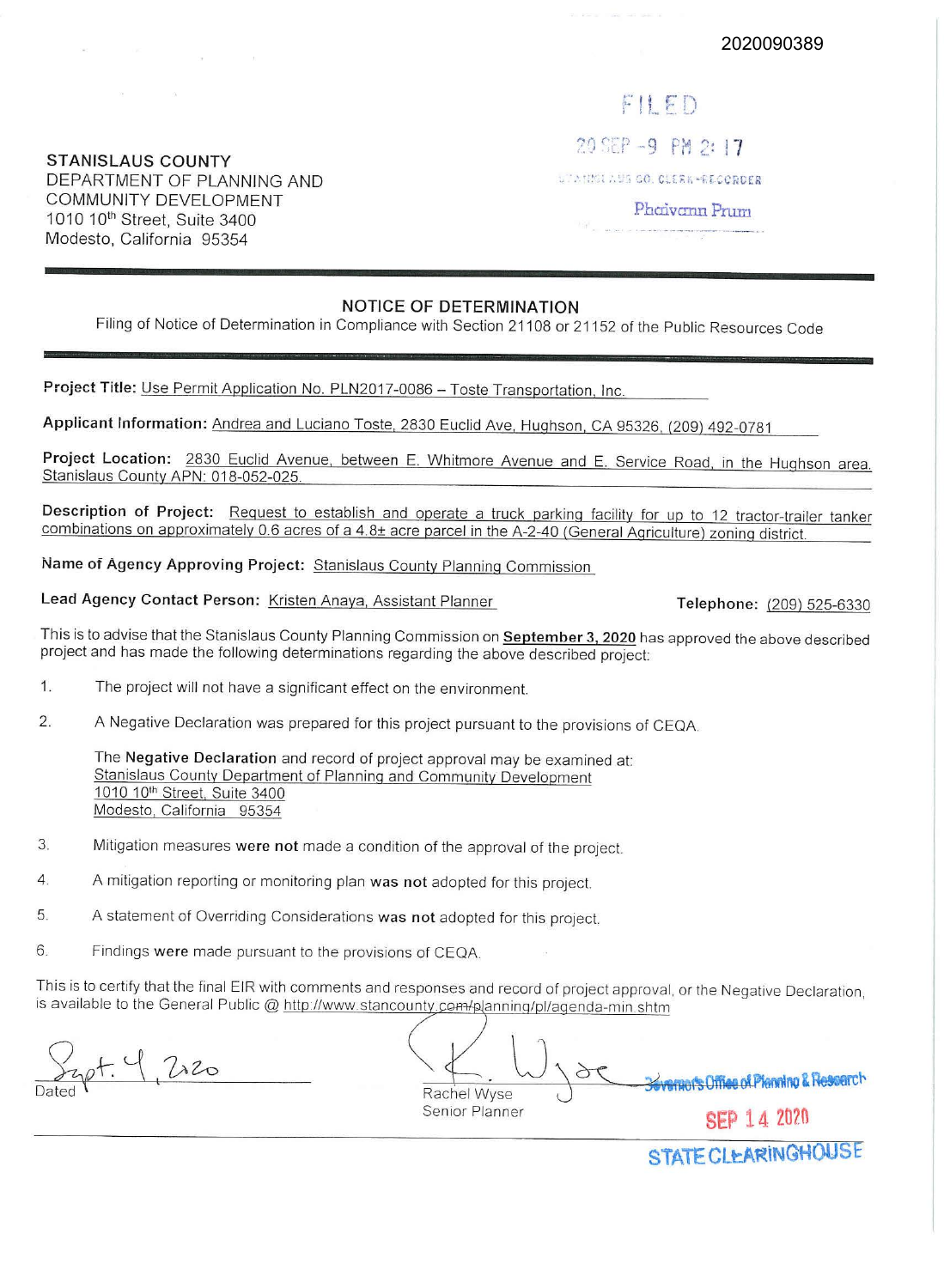2020090389

FILED

20 SEP -9 PM 2:17

STANISLAUS CO. CLERK-RECORDER

Phaivann Prum

**STANISLAUS COUNTY**
DEPARTMENT OF PLANNING AND COMMUNITY DEVELOPMENT
1010 10th Street, Suite 3400
Modesto, California 95354

---

## NOTICE OF DETERMINATION

Filing of Notice of Determination in Compliance with Section 21108 or 21152 of the Public Resources Code

---

**Project Title:** Use Permit Application No. PLN2017-0086 – Toste Transportation, Inc.

**Applicant Information:** Andrea and Luciano Toste, 2830 Euclid Ave, Hughson, CA 95326, (209) 492-0781

**Project Location:** 2830 Euclid Avenue, between E. Whitmore Avenue and E. Service Road, in the Hughson area. Stanislaus County APN: 018-052-025.

**Description of Project:** Request to establish and operate a truck parking facility for up to 12 tractor-trailer tanker combinations on approximately 0.6 acres of a 4.8± acre parcel in the A-2-40 (General Agriculture) zoning district.

**Name of Agency Approving Project:** Stanislaus County Planning Commission

**Lead Agency Contact Person:** Kristen Anaya, Assistant Planner **Telephone:** (209) 525-6330

This is to advise that the Stanislaus County Planning Commission on **September 3, 2020** has approved the above described project and has made the following determinations regarding the above described project:

1. The project will not have a significant effect on the environment.

2. A Negative Declaration was prepared for this project pursuant to the provisions of CEQA.

   The **Negative Declaration** and record of project approval may be examined at:
   Stanislaus County Department of Planning and Community Development
   1010 10th Street, Suite 3400
   Modesto, California 95354

3. Mitigation measures **were not** made a condition of the approval of the project.

4. A mitigation reporting or monitoring plan **was not** adopted for this project.

5. A statement of Overriding Considerations **was not** adopted for this project.

6. Findings **were** made pursuant to the provisions of CEQA.

This is to certify that the final EIR with comments and responses and record of project approval, or the Negative Declaration, is available to the General Public @ http://www.stancounty.com/planning/pl/agenda-min.shtm

Sept. 9, 2020
Dated

Rachel Wyse
Senior Planner

Governor's Office of Planning & Research

SEP 14 2020

STATE CLEARINGHOUSE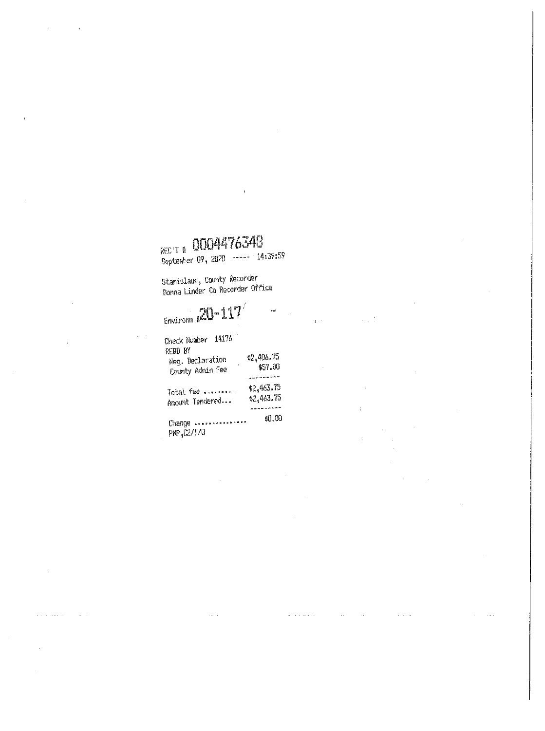REC'T # 0004476348
September 09, 2020 ----- 14:39:59

Stanislaus, County Recorder
Donna Linder Co Recorder Office

Environm #20-117

Check Number 14176
RECD BY

| | |
|---|---|
| Neg. Declaration | $2,406.75 |
| County Admin Fee | $57.00 |
| Total Fee ......... | $2,463.75 |
| Amount Tendered... | $2,463.75 |
| Change ............... | $0.00 |

PMP,C2/1/0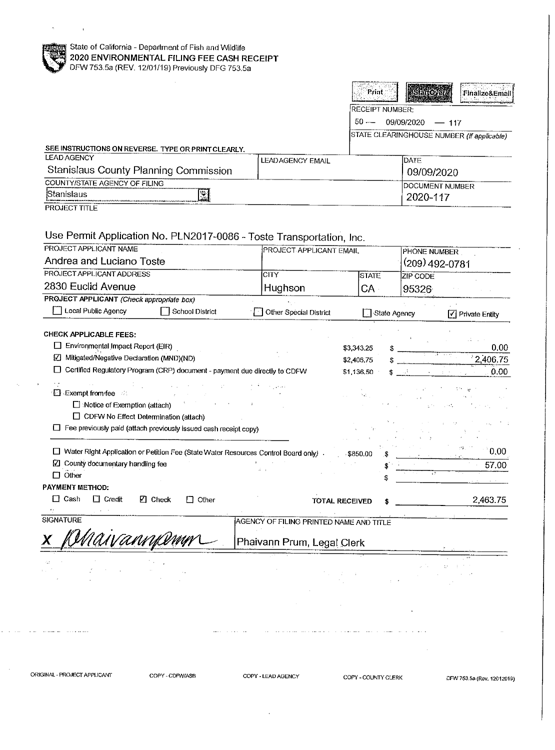State of California - Department of Fish and Wildlife

# 2020 ENVIRONMENTAL FILING FEE CASH RECEIPT

DFW 753.5a (REV. 12/01/19) Previously DFG 753.5a

Print | StartOver | Finalize&Email

RECEIPT NUMBER:
50 — 09/09/2020 — 117

STATE CLEARINGHOUSE NUMBER (If applicable)

SEE INSTRUCTIONS ON REVERSE. TYPE OR PRINT CLEARLY.

| LEAD AGENCY | LEAD AGENCY EMAIL | | DATE |
|---|---|---|---|
| Stanislaus County Planning Commission | | | 09/09/2020 |
| COUNTY/STATE AGENCY OF FILING | | | DOCUMENT NUMBER |
| Stanislaus | | | 2020-117 |

PROJECT TITLE

Use Permit Application No. PLN2017-0086 - Toste Transportation, Inc.

| PROJECT APPLICANT NAME | PROJECT APPLICANT EMAIL | | PHONE NUMBER |
|---|---|---|---|
| Andrea and Luciano Toste | | | (209) 492-0781 |
| PROJECT APPLICANT ADDRESS | CITY | STATE | ZIP CODE |
| 2830 Euclid Avenue | Hughson | CA | 95326 |

**PROJECT APPLICANT** *(Check appropriate box)*

☐ Local Public Agency ☐ School District ☐ Other Special District ☐ State Agency ☑ Private Entity

**CHECK APPLICABLE FEES:**

| | | |
|---|---|---|
| ☐ Environmental Impact Report (EIR) | $3,343.25 | $ 0.00 |
| ☑ Mitigated/Negative Declaration (MND)(ND) | $2,406.75 | $ 2,406.75 |
| ☐ Certified Regulatory Program (CRP) document - payment due directly to CDFW | $1,136.50 | $ 0.00 |

☐ Exempt from fee

- ☐ Notice of Exemption (attach)
- ☐ CDFW No Effect Determination (attach)

☐ Fee previously paid (attach previously issued cash receipt copy)

| | | |
|---|---|---|
| ☐ Water Right Application or Petition Fee (State Water Resources Control Board only) | $850.00 | $ 0.00 |
| ☑ County documentary handling fee | | $ 57.00 |
| ☐ Other | | $ |

**PAYMENT METHOD:**

☐ Cash ☐ Credit ☑ Check ☐ Other TOTAL RECEIVED $ 2,463.75

| SIGNATURE | AGENCY OF FILING PRINTED NAME AND TITLE |
|---|---|
| X Phaivannprum | Phaivann Prum, Legal Clerk |

ORIGINAL - PROJECT APPLICANT  COPY - CDFW/ASB  COPY - LEAD AGENCY  COPY - COUNTY CLERK  DFW 753.5a (Rev. 12012019)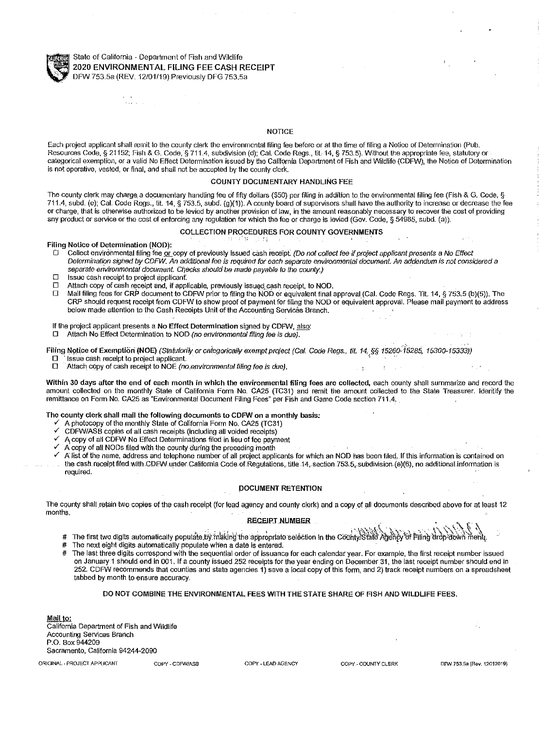State of California - Department of Fish and Wildlife

**2020 ENVIRONMENTAL FILING FEE CASH RECEIPT**

DFW 753.5a (REV. 12/01/19) Previously DFG 753.5a

### NOTICE

Each project applicant shall remit to the county clerk the environmental filing fee before or at the time of filing a Notice of Determination (Pub. Resources Code, § 21152; Fish & G. Code, § 711.4, subdivision (d); Cal. Code Regs., tit. 14, § 753.5). Without the appropriate fee, statutory or categorical exemption, or a valid No Effect Determination issued by the California Department of Fish and Wildlife (CDFW), the Notice of Determination is not operative, vested, or final, and shall not be accepted by the county clerk.

### COUNTY DOCUMENTARY HANDLING FEE

The county clerk may charge a documentary handling fee of fifty dollars ($50) per filing in addition to the environmental filing fee (Fish & G. Code, § 711.4, subd. (e); Cal. Code Regs., tit. 14, § 753.5, subd. (g)(1)). A county board of supervisors shall have the authority to increase or decrease the fee or charge, that is otherwise authorized to be levied by another provision of law, in the amount reasonably necessary to recover the cost of providing any product or service or the cost of enforcing any regulation for which the fee or charge is levied (Gov. Code, § 54985, subd. (a)).

### COLLECTION PROCEDURES FOR COUNTY GOVERNMENTS

**Filing Notice of Determination (NOD):**

- ☐ Collect environmental filing fee <u>or</u> copy of previously issued cash receipt. *(Do not collect fee if project applicant presents a No Effect Determination signed by CDFW. An additional fee is required for each separate environmental document. An addendum is not considered a separate environmental document. Checks should be made payable to the county.)*
- ☐ Issue cash receipt to project applicant.
- ☐ Attach copy of cash receipt and, if applicable, previously issued cash receipt, to NOD.
- ☐ Mail filing fees for CRP document to CDFW prior to filing the NOD or equivalent final approval (Cal. Code Regs. Tit. 14, § 753.5 (b)(5)). The CRP should request receipt from CDFW to show proof of payment for filing the NOD or equivalent approval. Please mail payment to address below made attention to the Cash Receipts Unit of the Accounting Services Branch.

If the project applicant presents a **No Effect Determination** signed by CDFW, <u>also</u>:

- ☐ Attach No Effect Determination to NOD *(no environmental filing fee is due)*.

**Filing Notice of Exemption (NOE)** *(Statutorily or categorically exempt project (Cal. Code Regs., tit. 14, §§ 15260-15285, 15300-15333))*

- ☐ Issue cash receipt to project applicant.
- ☐ Attach copy of cash receipt to NOE *(no environmental filing fee is due)*.

**Within 30 days after the end of each month in which the environmental filing fees are collected,** each county shall summarize and record the amount collected on the monthly State of California Form No. CA25 (TC31) and remit the amount collected to the State Treasurer. Identify the remittance on Form No. CA25 as "Environmental Document Filing Fees" per Fish and Game Code section 711.4.

**The county clerk shall mail the following documents to CDFW on a monthly basis:**

- ✓ A photocopy of the monthly State of California Form No. CA25 (TC31)
- ✓ CDFW/ASB copies of all cash receipts (including all voided receipts)
- ✓ A copy of all CDFW No Effect Determinations filed in lieu of fee payment
- ✓ A copy of all NODs filed with the county during the preceding month
- ✓ A list of the name, address and telephone number of all project applicants for which an NOD has been filed. If this information is contained on the cash receipt filed with CDFW under California Code of Regulations, title 14, section 753.5, subdivision (e)(6), no additional information is required.

### DOCUMENT RETENTION

The county shall retain two copies of the cash receipt (for lead agency and county clerk) and a copy of all documents described above for at least 12 months.

### RECEIPT NUMBER

- # The first two digits automatically populate by making the appropriate selection in the County/State Agency of Filing drop-down menu.
- # The next eight digits automatically populate when a date is entered.
- # The last three digits correspond with the sequential order of issuance for each calendar year. For example, the first receipt number issued on January 1 should end in 001. If a county issued 252 receipts for the year ending on December 31, the last receipt number should end in 252. CDFW recommends that counties and state agencies 1) save a local copy of this form, and 2) track receipt numbers on a spreadsheet tabbed by month to ensure accuracy.

**DO NOT COMBINE THE ENVIRONMENTAL FEES WITH THE STATE SHARE OF FISH AND WILDLIFE FEES.**

**<u>Mail to:</u>**
California Department of Fish and Wildlife
Accounting Services Branch
P.O. Box 944209
Sacramento, California 94244-2090

ORIGINAL - PROJECT APPLICANT &nbsp;&nbsp; COPY - CDFW/ASB &nbsp;&nbsp; COPY - LEAD AGENCY &nbsp;&nbsp; COPY - COUNTY CLERK &nbsp;&nbsp; DFW 753.5a (Rev. 12012019)